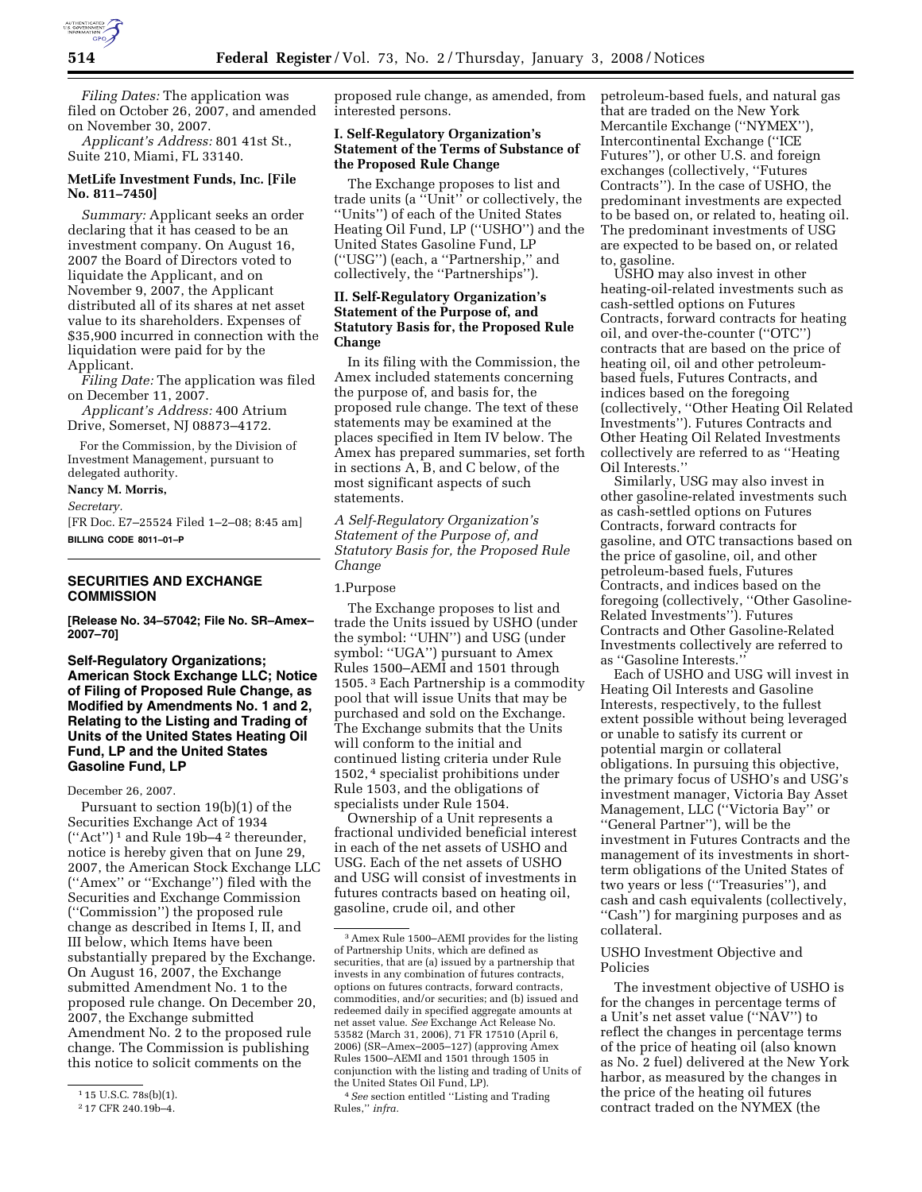*Filing Dates:* The application was filed on October 26, 2007, and amended on November 30, 2007.

*Applicant's Address:* 801 41st St., Suite 210, Miami, FL 33140.

**MetLife Investment Funds, Inc. [File No. 811–7450]**

*Summary:* Applicant seeks an order declaring that it has ceased to be an investment company. On August 16, 2007 the Board of Directors voted to liquidate the Applicant, and on November 9, 2007, the Applicant distributed all of its shares at net asset value to its shareholders. Expenses of $35,900 incurred in connection with the liquidation were paid for by the Applicant.

*Filing Date:* The application was filed on December 11, 2007.

*Applicant's Address:* 400 Atrium Drive, Somerset, NJ 08873–4172.

For the Commission, by the Division of Investment Management, pursuant to delegated authority.

**Nancy M. Morris,**

*Secretary.*

[FR Doc. E7–25524 Filed 1–2–08; 8:45 am]

**BILLING CODE 8011–01–P**

## SECURITIES AND EXCHANGE COMMISSION

**[Release No. 34–57042; File No. SR–Amex–2007–70]**

## Self-Regulatory Organizations; American Stock Exchange LLC; Notice of Filing of Proposed Rule Change, as Modified by Amendments No. 1 and 2, Relating to the Listing and Trading of Units of the United States Heating Oil Fund, LP and the United States Gasoline Fund, LP

December 26, 2007.

Pursuant to section 19(b)(1) of the Securities Exchange Act of 1934 (''Act'')[1] and Rule 19b–4[2] thereunder, notice is hereby given that on June 29, 2007, the American Stock Exchange LLC (''Amex'' or ''Exchange'') filed with the Securities and Exchange Commission (''Commission'') the proposed rule change as described in Items I, II, and III below, which Items have been substantially prepared by the Exchange. On August 16, 2007, the Exchange submitted Amendment No. 1 to the proposed rule change. On December 20, 2007, the Exchange submitted Amendment No. 2 to the proposed rule change. The Commission is publishing this notice to solicit comments on the proposed rule change, as amended, from interested persons.

### I. Self-Regulatory Organization's Statement of the Terms of Substance of the Proposed Rule Change

The Exchange proposes to list and trade units (a ''Unit'' or collectively, the ''Units'') of each of the United States Heating Oil Fund, LP (''USHO'') and the United States Gasoline Fund, LP (''USG'') (each, a ''Partnership,'' and collectively, the ''Partnerships'').

### II. Self-Regulatory Organization's Statement of the Purpose of, and Statutory Basis for, the Proposed Rule Change

In its filing with the Commission, the Amex included statements concerning the purpose of, and basis for, the proposed rule change. The text of these statements may be examined at the places specified in Item IV below. The Amex has prepared summaries, set forth in sections A, B, and C below, of the most significant aspects of such statements.

*A Self-Regulatory Organization's Statement of the Purpose of, and Statutory Basis for, the Proposed Rule Change*

1.Purpose

The Exchange proposes to list and trade the Units issued by USHO (under the symbol: ''UHN'') and USG (under symbol: ''UGA'') pursuant to Amex Rules 1500–AEMI and 1501 through 1505.[3] Each Partnership is a commodity pool that will issue Units that may be purchased and sold on the Exchange. The Exchange submits that the Units will conform to the initial and continued listing criteria under Rule 1502,[4] specialist prohibitions under Rule 1503, and the obligations of specialists under Rule 1504.

Ownership of a Unit represents a fractional undivided beneficial interest in each of the net assets of USHO and USG. Each of the net assets of USHO and USG will consist of investments in futures contracts based on heating oil, gasoline, crude oil, and other petroleum-based fuels, and natural gas that are traded on the New York Mercantile Exchange (''NYMEX''), Intercontinental Exchange (''ICE Futures''), or other U.S. and foreign exchanges (collectively, ''Futures Contracts''). In the case of USHO, the predominant investments are expected to be based on, or related to, heating oil. The predominant investments of USG are expected to be based on, or related to, gasoline.

USHO may also invest in other heating-oil-related investments such as cash-settled options on Futures Contracts, forward contracts for heating oil, and over-the-counter (''OTC'') contracts that are based on the price of heating oil, oil and other petroleum-based fuels, Futures Contracts, and indices based on the foregoing (collectively, ''Other Heating Oil Related Investments''). Futures Contracts and Other Heating Oil Related Investments collectively are referred to as ''Heating Oil Interests.''

Similarly, USG may also invest in other gasoline-related investments such as cash-settled options on Futures Contracts, forward contracts for gasoline, and OTC transactions based on the price of gasoline, oil, and other petroleum-based fuels, Futures Contracts, and indices based on the foregoing (collectively, ''Other Gasoline-Related Investments''). Futures Contracts and Other Gasoline-Related Investments collectively are referred to as ''Gasoline Interests.''

Each of USHO and USG will invest in Heating Oil Interests and Gasoline Interests, respectively, to the fullest extent possible without being leveraged or unable to satisfy its current or potential margin or collateral obligations. In pursuing this objective, the primary focus of USHO's and USG's investment manager, Victoria Bay Asset Management, LLC (''Victoria Bay'' or ''General Partner''), will be the investment in Futures Contracts and the management of its investments in short-term obligations of the United States of two years or less (''Treasuries''), and cash and cash equivalents (collectively, ''Cash'') for margining purposes and as collateral.

USHO Investment Objective and Policies

The investment objective of USHO is for the changes in percentage terms of a Unit's net asset value (''NAV'') to reflect the changes in percentage terms of the price of heating oil (also known as No. 2 fuel) delivered at the New York harbor, as measured by the changes in the price of the heating oil futures contract traded on the NYMEX (the

---

[1] 15 U.S.C. 78s(b)(1).

[2] 17 CFR 240.19b–4.

[3] Amex Rule 1500–AEMI provides for the listing of Partnership Units, which are defined as securities, that are (a) issued by a partnership that invests in any combination of futures contracts, options on futures contracts, forward contracts, commodities, and/or securities; and (b) issued and redeemed daily in specified aggregate amounts at net asset value. *See* Exchange Act Release No. 53582 (March 31, 2006), 71 FR 17510 (April 6, 2006) (SR–Amex–2005–127) (approving Amex Rules 1500–AEMI and 1501 through 1505 in conjunction with the listing and trading of Units of the United States Oil Fund, LP).

[4] *See* section entitled ''Listing and Trading Rules,'' *infra.*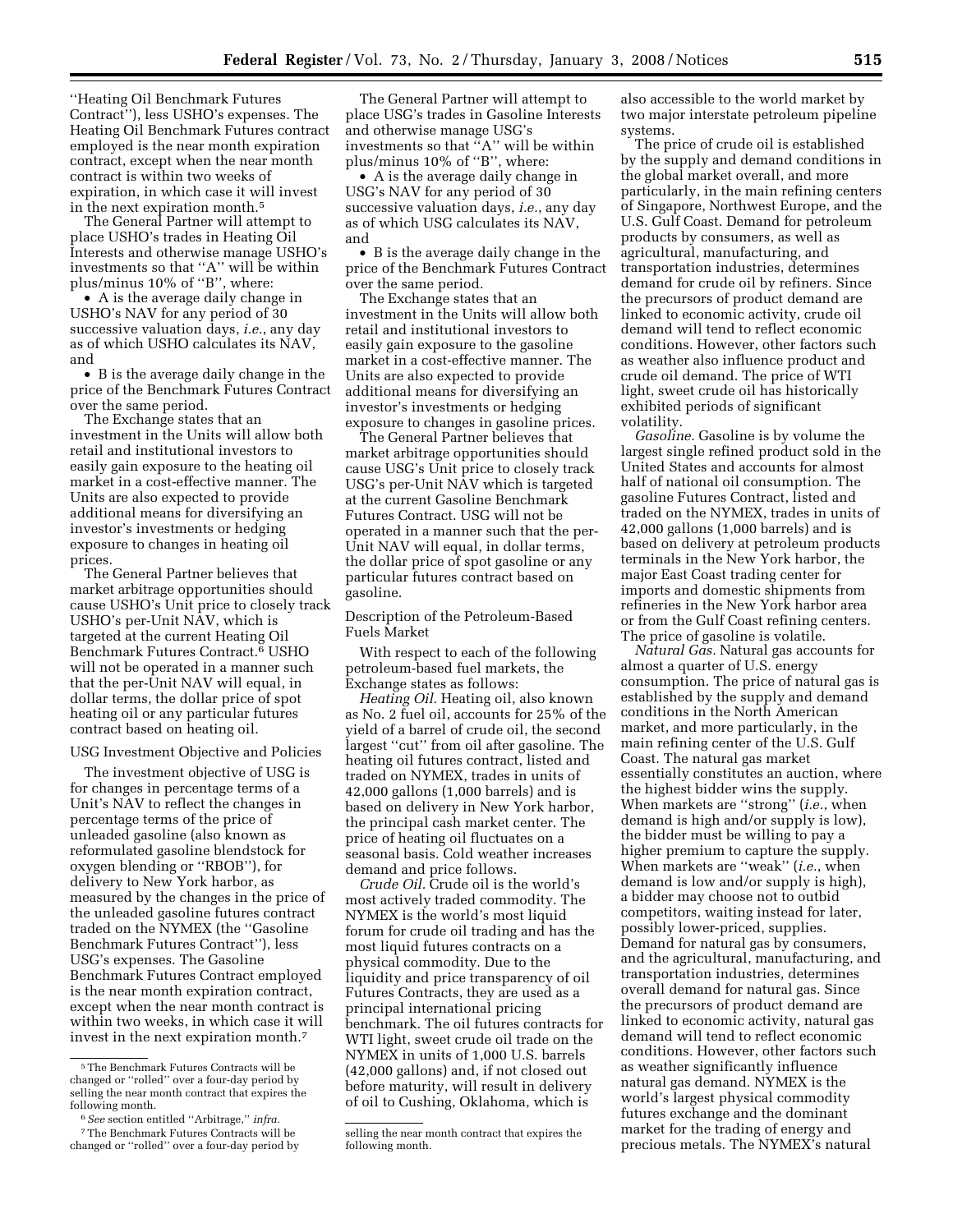''Heating Oil Benchmark Futures Contract''), less USHO's expenses. The Heating Oil Benchmark Futures contract employed is the near month expiration contract, except when the near month contract is within two weeks of expiration, in which case it will invest in the next expiration month.[5]

The General Partner will attempt to place USHO's trades in Heating Oil Interests and otherwise manage USHO's investments so that ''A'' will be within plus/minus 10% of ''B'', where:

- A is the average daily change in USHO's NAV for any period of 30 successive valuation days, *i.e.*, any day as of which USHO calculates its NAV, and
- B is the average daily change in the price of the Benchmark Futures Contract over the same period.

The Exchange states that an investment in the Units will allow both retail and institutional investors to easily gain exposure to the heating oil market in a cost-effective manner. The Units are also expected to provide additional means for diversifying an investor's investments or hedging exposure to changes in heating oil prices.

The General Partner believes that market arbitrage opportunities should cause USHO's Unit price to closely track USHO's per-Unit NAV, which is targeted at the current Heating Oil Benchmark Futures Contract.[6] USHO will not be operated in a manner such that the per-Unit NAV will equal, in dollar terms, the dollar price of spot heating oil or any particular futures contract based on heating oil.

USG Investment Objective and Policies

The investment objective of USG is for changes in percentage terms of a Unit's NAV to reflect the changes in percentage terms of the price of unleaded gasoline (also known as reformulated gasoline blendstock for oxygen blending or ''RBOB''), for delivery to New York harbor, as measured by the changes in the price of the unleaded gasoline futures contract traded on the NYMEX (the ''Gasoline Benchmark Futures Contract''), less USG's expenses. The Gasoline Benchmark Futures Contract employed is the near month expiration contract, except when the near month contract is within two weeks, in which case it will invest in the next expiration month.[7]

The General Partner will attempt to place USG's trades in Gasoline Interests and otherwise manage USG's investments so that ''A'' will be within plus/minus 10% of ''B'', where:

- A is the average daily change in USG's NAV for any period of 30 successive valuation days, *i.e.*, any day as of which USG calculates its NAV, and
- B is the average daily change in the price of the Benchmark Futures Contract over the same period.

The Exchange states that an investment in the Units will allow both retail and institutional investors to easily gain exposure to the gasoline market in a cost-effective manner. The Units are also expected to provide additional means for diversifying an investor's investments or hedging exposure to changes in gasoline prices.

The General Partner believes that market arbitrage opportunities should cause USG's Unit price to closely track USG's per-Unit NAV which is targeted at the current Gasoline Benchmark Futures Contract. USG will not be operated in a manner such that the per-Unit NAV will equal, in dollar terms, the dollar price of spot gasoline or any particular futures contract based on gasoline.

Description of the Petroleum-Based Fuels Market

With respect to each of the following petroleum-based fuel markets, the Exchange states as follows:

*Heating Oil.* Heating oil, also known as No. 2 fuel oil, accounts for 25% of the yield of a barrel of crude oil, the second largest ''cut'' from oil after gasoline. The heating oil futures contract, listed and traded on NYMEX, trades in units of 42,000 gallons (1,000 barrels) and is based on delivery in New York harbor, the principal cash market center. The price of heating oil fluctuates on a seasonal basis. Cold weather increases demand and price follows.

*Crude Oil.* Crude oil is the world's most actively traded commodity. The NYMEX is the world's most liquid forum for crude oil trading and has the most liquid futures contracts on a physical commodity. Due to the liquidity and price transparency of oil Futures Contracts, they are used as a principal international pricing benchmark. The oil futures contracts for WTI light, sweet crude oil trade on the NYMEX in units of 1,000 U.S. barrels (42,000 gallons) and, if not closed out before maturity, will result in delivery of oil to Cushing, Oklahoma, which is also accessible to the world market by two major interstate petroleum pipeline systems.

The price of crude oil is established by the supply and demand conditions in the global market overall, and more particularly, in the main refining centers of Singapore, Northwest Europe, and the U.S. Gulf Coast. Demand for petroleum products by consumers, as well as agricultural, manufacturing, and transportation industries, determines demand for crude oil by refiners. Since the precursors of product demand are linked to economic activity, crude oil demand will tend to reflect economic conditions. However, other factors such as weather also influence product and crude oil demand. The price of WTI light, sweet crude oil has historically exhibited periods of significant volatility.

*Gasoline.* Gasoline is by volume the largest single refined product sold in the United States and accounts for almost half of national oil consumption. The gasoline Futures Contract, listed and traded on the NYMEX, trades in units of 42,000 gallons (1,000 barrels) and is based on delivery at petroleum products terminals in the New York harbor, the major East Coast trading center for imports and domestic shipments from refineries in the New York harbor area or from the Gulf Coast refining centers. The price of gasoline is volatile.

*Natural Gas.* Natural gas accounts for almost a quarter of U.S. energy consumption. The price of natural gas is established by the supply and demand conditions in the North American market, and more particularly, in the main refining center of the U.S. Gulf Coast. The natural gas market essentially constitutes an auction, where the highest bidder wins the supply. When markets are ''strong'' (*i.e.*, when demand is high and/or supply is low), the bidder must be willing to pay a higher premium to capture the supply. When markets are ''weak'' (*i.e.*, when demand is low and/or supply is high), a bidder may choose not to outbid competitors, waiting instead for later, possibly lower-priced, supplies. Demand for natural gas by consumers, and the agricultural, manufacturing, and transportation industries, determines overall demand for natural gas. Since the precursors of product demand are linked to economic activity, natural gas demand will tend to reflect economic conditions. However, other factors such as weather significantly influence natural gas demand. NYMEX is the world's largest physical commodity futures exchange and the dominant market for the trading of energy and precious metals. The NYMEX's natural

---

[5] The Benchmark Futures Contracts will be changed or ''rolled'' over a four-day period by selling the near month contract that expires the following month.

[6] *See* section entitled ''Arbitrage,'' *infra.*

[7] The Benchmark Futures Contracts will be changed or ''rolled'' over a four-day period by selling the near month contract that expires the following month.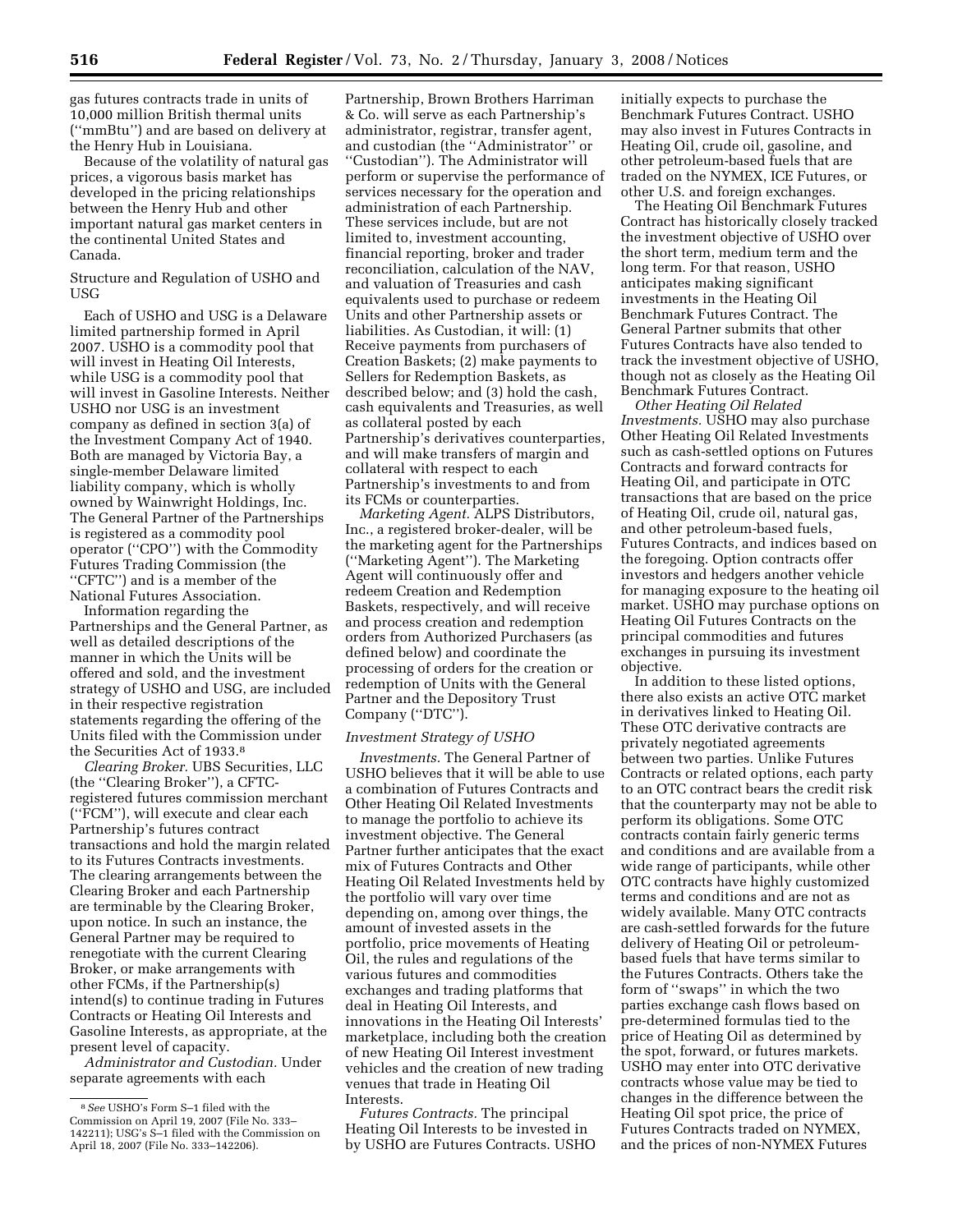gas futures contracts trade in units of 10,000 million British thermal units (''mmBtu'') and are based on delivery at the Henry Hub in Louisiana.

Because of the volatility of natural gas prices, a vigorous basis market has developed in the pricing relationships between the Henry Hub and other important natural gas market centers in the continental United States and Canada.

Structure and Regulation of USHO and USG

Each of USHO and USG is a Delaware limited partnership formed in April 2007. USHO is a commodity pool that will invest in Heating Oil Interests, while USG is a commodity pool that will invest in Gasoline Interests. Neither USHO nor USG is an investment company as defined in section 3(a) of the Investment Company Act of 1940. Both are managed by Victoria Bay, a single-member Delaware limited liability company, which is wholly owned by Wainwright Holdings, Inc. The General Partner of the Partnerships is registered as a commodity pool operator (''CPO'') with the Commodity Futures Trading Commission (the ''CFTC'') and is a member of the National Futures Association.

Information regarding the Partnerships and the General Partner, as well as detailed descriptions of the manner in which the Units will be offered and sold, and the investment strategy of USHO and USG, are included in their respective registration statements regarding the offering of the Units filed with the Commission under the Securities Act of 1933.[8]

*Clearing Broker.* UBS Securities, LLC (the ''Clearing Broker''), a CFTC-registered futures commission merchant (''FCM''), will execute and clear each Partnership's futures contract transactions and hold the margin related to its Futures Contracts investments. The clearing arrangements between the Clearing Broker and each Partnership are terminable by the Clearing Broker, upon notice. In such an instance, the General Partner may be required to renegotiate with the current Clearing Broker, or make arrangements with other FCMs, if the Partnership(s) intend(s) to continue trading in Futures Contracts or Heating Oil Interests and Gasoline Interests, as appropriate, at the present level of capacity.

*Administrator and Custodian.* Under separate agreements with each Partnership, Brown Brothers Harriman & Co. will serve as each Partnership's administrator, registrar, transfer agent, and custodian (the ''Administrator'' or ''Custodian''). The Administrator will perform or supervise the performance of services necessary for the operation and administration of each Partnership. These services include, but are not limited to, investment accounting, financial reporting, broker and trader reconciliation, calculation of the NAV, and valuation of Treasuries and cash equivalents used to purchase or redeem Units and other Partnership assets or liabilities. As Custodian, it will: (1) Receive payments from purchasers of Creation Baskets; (2) make payments to Sellers for Redemption Baskets, as described below; and (3) hold the cash, cash equivalents and Treasuries, as well as collateral posted by each Partnership's derivatives counterparties, and will make transfers of margin and collateral with respect to each Partnership's investments to and from its FCMs or counterparties.

*Marketing Agent.* ALPS Distributors, Inc., a registered broker-dealer, will be the marketing agent for the Partnerships (''Marketing Agent''). The Marketing Agent will continuously offer and redeem Creation and Redemption Baskets, respectively, and will receive and process creation and redemption orders from Authorized Purchasers (as defined below) and coordinate the processing of orders for the creation or redemption of Units with the General Partner and the Depository Trust Company (''DTC'').

*Investment Strategy of USHO*

*Investments.* The General Partner of USHO believes that it will be able to use a combination of Futures Contracts and Other Heating Oil Related Investments to manage the portfolio to achieve its investment objective. The General Partner further anticipates that the exact mix of Futures Contracts and Other Heating Oil Related Investments held by the portfolio will vary over time depending on, among over things, the amount of invested assets in the portfolio, price movements of Heating Oil, the rules and regulations of the various futures and commodities exchanges and trading platforms that deal in Heating Oil Interests, and innovations in the Heating Oil Interests' marketplace, including both the creation of new Heating Oil Interest investment vehicles and the creation of new trading venues that trade in Heating Oil Interests.

*Futures Contracts.* The principal Heating Oil Interests to be invested in by USHO are Futures Contracts. USHO initially expects to purchase the Benchmark Futures Contract. USHO may also invest in Futures Contracts in Heating Oil, crude oil, gasoline, and other petroleum-based fuels that are traded on the NYMEX, ICE Futures, or other U.S. and foreign exchanges.

The Heating Oil Benchmark Futures Contract has historically closely tracked the investment objective of USHO over the short term, medium term and the long term. For that reason, USHO anticipates making significant investments in the Heating Oil Benchmark Futures Contract. The General Partner submits that other Futures Contracts have also tended to track the investment objective of USHO, though not as closely as the Heating Oil Benchmark Futures Contract.

*Other Heating Oil Related Investments.* USHO may also purchase Other Heating Oil Related Investments such as cash-settled options on Futures Contracts and forward contracts for Heating Oil, and participate in OTC transactions that are based on the price of Heating Oil, crude oil, natural gas, and other petroleum-based fuels, Futures Contracts, and indices based on the foregoing. Option contracts offer investors and hedgers another vehicle for managing exposure to the heating oil market. USHO may purchase options on Heating Oil Futures Contracts on the principal commodities and futures exchanges in pursuing its investment objective.

In addition to these listed options, there also exists an active OTC market in derivatives linked to Heating Oil. These OTC derivative contracts are privately negotiated agreements between two parties. Unlike Futures Contracts or related options, each party to an OTC contract bears the credit risk that the counterparty may not be able to perform its obligations. Some OTC contracts contain fairly generic terms and conditions and are available from a wide range of participants, while other OTC contracts have highly customized terms and conditions and are not as widely available. Many OTC contracts are cash-settled forwards for the future delivery of Heating Oil or petroleum-based fuels that have terms similar to the Futures Contracts. Others take the form of ''swaps'' in which the two parties exchange cash flows based on pre-determined formulas tied to the price of Heating Oil as determined by the spot, forward, or futures markets. USHO may enter into OTC derivative contracts whose value may be tied to changes in the difference between the Heating Oil spot price, the price of Futures Contracts traded on NYMEX, and the prices of non-NYMEX Futures

[8] *See* USHO's Form S–1 filed with the Commission on April 19, 2007 (File No. 333–142211); USG's S–1 filed with the Commission on April 18, 2007 (File No. 333–142206).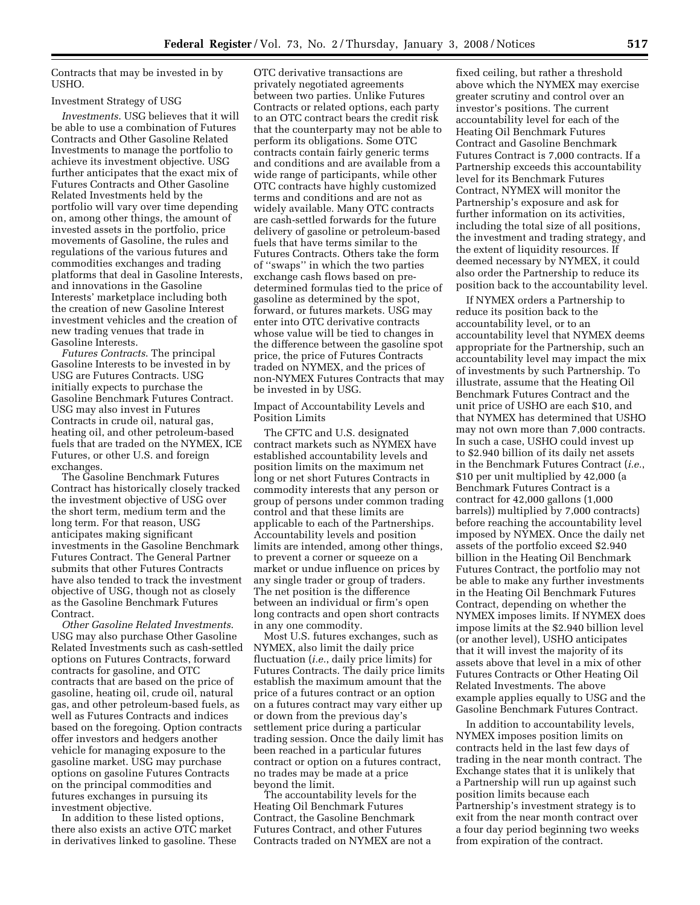Contracts that may be invested in by USHO.

Investment Strategy of USG

*Investments*. USG believes that it will be able to use a combination of Futures Contracts and Other Gasoline Related Investments to manage the portfolio to achieve its investment objective. USG further anticipates that the exact mix of Futures Contracts and Other Gasoline Related Investments held by the portfolio will vary over time depending on, among other things, the amount of invested assets in the portfolio, price movements of Gasoline, the rules and regulations of the various futures and commodities exchanges and trading platforms that deal in Gasoline Interests, and innovations in the Gasoline Interests' marketplace including both the creation of new Gasoline Interest investment vehicles and the creation of new trading venues that trade in Gasoline Interests.

*Futures Contracts*. The principal Gasoline Interests to be invested in by USG are Futures Contracts. USG initially expects to purchase the Gasoline Benchmark Futures Contract. USG may also invest in Futures Contracts in crude oil, natural gas, heating oil, and other petroleum-based fuels that are traded on the NYMEX, ICE Futures, or other U.S. and foreign exchanges.

The Gasoline Benchmark Futures Contract has historically closely tracked the investment objective of USG over the short term, medium term and the long term. For that reason, USG anticipates making significant investments in the Gasoline Benchmark Futures Contract. The General Partner submits that other Futures Contracts have also tended to track the investment objective of USG, though not as closely as the Gasoline Benchmark Futures Contract.

*Other Gasoline Related Investments*. USG may also purchase Other Gasoline Related Investments such as cash-settled options on Futures Contracts, forward contracts for gasoline, and OTC contracts that are based on the price of gasoline, heating oil, crude oil, natural gas, and other petroleum-based fuels, as well as Futures Contracts and indices based on the foregoing. Option contracts offer investors and hedgers another vehicle for managing exposure to the gasoline market. USG may purchase options on gasoline Futures Contracts on the principal commodities and futures exchanges in pursuing its investment objective.

In addition to these listed options, there also exists an active OTC market in derivatives linked to gasoline. These OTC derivative transactions are privately negotiated agreements between two parties. Unlike Futures Contracts or related options, each party to an OTC contract bears the credit risk that the counterparty may not be able to perform its obligations. Some OTC contracts contain fairly generic terms and conditions and are available from a wide range of participants, while other OTC contracts have highly customized terms and conditions and are not as widely available. Many OTC contracts are cash-settled forwards for the future delivery of gasoline or petroleum-based fuels that have terms similar to the Futures Contracts. Others take the form of "swaps" in which the two parties exchange cash flows based on pre-determined formulas tied to the price of gasoline as determined by the spot, forward, or futures markets. USG may enter into OTC derivative contracts whose value will be tied to changes in the difference between the gasoline spot price, the price of Futures Contracts traded on NYMEX, and the prices of non-NYMEX Futures Contracts that may be invested in by USG.

Impact of Accountability Levels and Position Limits

The CFTC and U.S. designated contract markets such as NYMEX have established accountability levels and position limits on the maximum net long or net short Futures Contracts in commodity interests that any person or group of persons under common trading control and that these limits are applicable to each of the Partnerships. Accountability levels and position limits are intended, among other things, to prevent a corner or squeeze on a market or undue influence on prices by any single trader or group of traders. The net position is the difference between an individual or firm's open long contracts and open short contracts in any one commodity.

Most U.S. futures exchanges, such as NYMEX, also limit the daily price fluctuation (*i.e.*, daily price limits) for Futures Contracts. The daily price limits establish the maximum amount that the price of a futures contract or an option on a futures contract may vary either up or down from the previous day's settlement price during a particular trading session. Once the daily limit has been reached in a particular futures contract or option on a futures contract, no trades may be made at a price beyond the limit.

The accountability levels for the Heating Oil Benchmark Futures Contract, the Gasoline Benchmark Futures Contract, and other Futures Contracts traded on NYMEX are not a fixed ceiling, but rather a threshold above which the NYMEX may exercise greater scrutiny and control over an investor's positions. The current accountability level for each of the Heating Oil Benchmark Futures Contract and Gasoline Benchmark Futures Contract is 7,000 contracts. If a Partnership exceeds this accountability level for its Benchmark Futures Contract, NYMEX will monitor the Partnership's exposure and ask for further information on its activities, including the total size of all positions, the investment and trading strategy, and the extent of liquidity resources. If deemed necessary by NYMEX, it could also order the Partnership to reduce its position back to the accountability level.

If NYMEX orders a Partnership to reduce its position back to the accountability level, or to an accountability level that NYMEX deems appropriate for the Partnership, such an accountability level may impact the mix of investments by such Partnership. To illustrate, assume that the Heating Oil Benchmark Futures Contract and the unit price of USHO are each $10, and that NYMEX has determined that USHO may not own more than 7,000 contracts. In such a case, USHO could invest up to $2.940 billion of its daily net assets in the Benchmark Futures Contract (*i.e.*, $10 per unit multiplied by 42,000 (a Benchmark Futures Contract is a contract for 42,000 gallons (1,000 barrels)) multiplied by 7,000 contracts) before reaching the accountability level imposed by NYMEX. Once the daily net assets of the portfolio exceed $2.940 billion in the Heating Oil Benchmark Futures Contract, the portfolio may not be able to make any further investments in the Heating Oil Benchmark Futures Contract, depending on whether the NYMEX imposes limits. If NYMEX does impose limits at the $2.940 billion level (or another level), USHO anticipates that it will invest the majority of its assets above that level in a mix of other Futures Contracts or Other Heating Oil Related Investments. The above example applies equally to USG and the Gasoline Benchmark Futures Contract.

In addition to accountability levels, NYMEX imposes position limits on contracts held in the last few days of trading in the near month contract. The Exchange states that it is unlikely that a Partnership will run up against such position limits because each Partnership's investment strategy is to exit from the near month contract over a four day period beginning two weeks from expiration of the contract.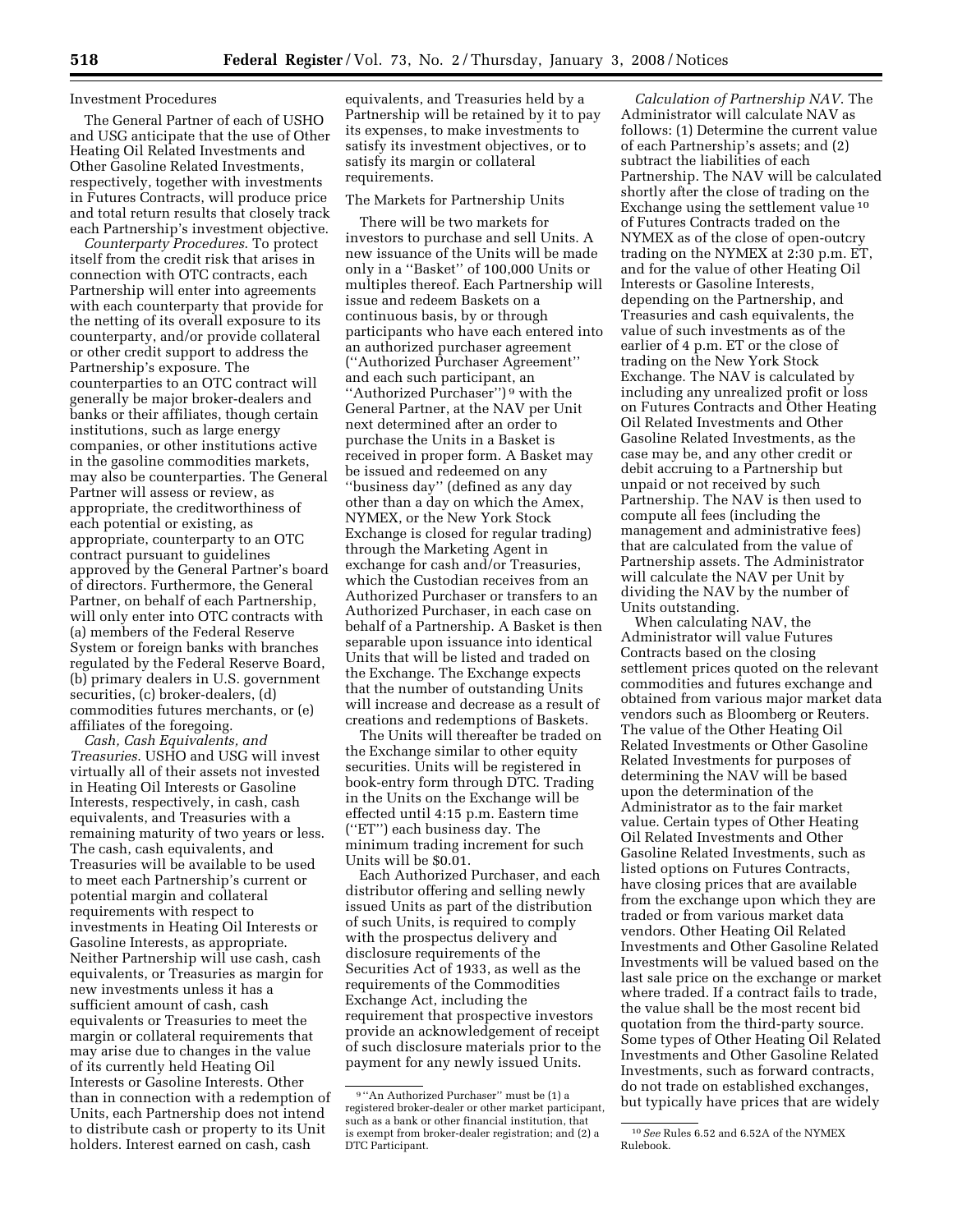Investment Procedures

The General Partner of each of USHO and USG anticipate that the use of Other Heating Oil Related Investments and Other Gasoline Related Investments, respectively, together with investments in Futures Contracts, will produce price and total return results that closely track each Partnership's investment objective.

*Counterparty Procedures*. To protect itself from the credit risk that arises in connection with OTC contracts, each Partnership will enter into agreements with each counterparty that provide for the netting of its overall exposure to its counterparty, and/or provide collateral or other credit support to address the Partnership's exposure. The counterparties to an OTC contract will generally be major broker-dealers and banks or their affiliates, though certain institutions, such as large energy companies, or other institutions active in the gasoline commodities markets, may also be counterparties. The General Partner will assess or review, as appropriate, the creditworthiness of each potential or existing, as appropriate, counterparty to an OTC contract pursuant to guidelines approved by the General Partner's board of directors. Furthermore, the General Partner, on behalf of each Partnership, will only enter into OTC contracts with (a) members of the Federal Reserve System or foreign banks with branches regulated by the Federal Reserve Board, (b) primary dealers in U.S. government securities, (c) broker-dealers, (d) commodities futures merchants, or (e) affiliates of the foregoing.

*Cash, Cash Equivalents, and Treasuries*. USHO and USG will invest virtually all of their assets not invested in Heating Oil Interests or Gasoline Interests, respectively, in cash, cash equivalents, and Treasuries with a remaining maturity of two years or less. The cash, cash equivalents, and Treasuries will be available to be used to meet each Partnership's current or potential margin and collateral requirements with respect to investments in Heating Oil Interests or Gasoline Interests, as appropriate. Neither Partnership will use cash, cash equivalents, or Treasuries as margin for new investments unless it has a sufficient amount of cash, cash equivalents or Treasuries to meet the margin or collateral requirements that may arise due to changes in the value of its currently held Heating Oil Interests or Gasoline Interests. Other than in connection with a redemption of Units, each Partnership does not intend to distribute cash or property to its Unit holders. Interest earned on cash, cash equivalents, and Treasuries held by a Partnership will be retained by it to pay its expenses, to make investments to satisfy its investment objectives, or to satisfy its margin or collateral requirements.

The Markets for Partnership Units

There will be two markets for investors to purchase and sell Units. A new issuance of the Units will be made only in a ''Basket'' of 100,000 Units or multiples thereof. Each Partnership will issue and redeem Baskets on a continuous basis, by or through participants who have each entered into an authorized purchaser agreement (''Authorized Purchaser Agreement'' and each such participant, an ''Authorized Purchaser'') [9] with the General Partner, at the NAV per Unit next determined after an order to purchase the Units in a Basket is received in proper form. A Basket may be issued and redeemed on any ''business day'' (defined as any day other than a day on which the Amex, NYMEX, or the New York Stock Exchange is closed for regular trading) through the Marketing Agent in exchange for cash and/or Treasuries, which the Custodian receives from an Authorized Purchaser or transfers to an Authorized Purchaser, in each case on behalf of a Partnership. A Basket is then separable upon issuance into identical Units that will be listed and traded on the Exchange. The Exchange expects that the number of outstanding Units will increase and decrease as a result of creations and redemptions of Baskets.

The Units will thereafter be traded on the Exchange similar to other equity securities. Units will be registered in book-entry form through DTC. Trading in the Units on the Exchange will be effected until 4:15 p.m. Eastern time (''ET'') each business day. The minimum trading increment for such Units will be $0.01.

Each Authorized Purchaser, and each distributor offering and selling newly issued Units as part of the distribution of such Units, is required to comply with the prospectus delivery and disclosure requirements of the Securities Act of 1933, as well as the requirements of the Commodities Exchange Act, including the requirement that prospective investors provide an acknowledgement of receipt of such disclosure materials prior to the payment for any newly issued Units.

*Calculation of Partnership NAV*. The Administrator will calculate NAV as follows: (1) Determine the current value of each Partnership's assets; and (2) subtract the liabilities of each Partnership. The NAV will be calculated shortly after the close of trading on the Exchange using the settlement value [10] of Futures Contracts traded on the NYMEX as of the close of open-outcry trading on the NYMEX at 2:30 p.m. ET, and for the value of other Heating Oil Interests or Gasoline Interests, depending on the Partnership, and Treasuries and cash equivalents, the value of such investments as of the earlier of 4 p.m. ET or the close of trading on the New York Stock Exchange. The NAV is calculated by including any unrealized profit or loss on Futures Contracts and Other Heating Oil Related Investments and Other Gasoline Related Investments, as the case may be, and any other credit or debit accruing to a Partnership but unpaid or not received by such Partnership. The NAV is then used to compute all fees (including the management and administrative fees) that are calculated from the value of Partnership assets. The Administrator will calculate the NAV per Unit by dividing the NAV by the number of Units outstanding.

When calculating NAV, the Administrator will value Futures Contracts based on the closing settlement prices quoted on the relevant commodities and futures exchange and obtained from various major market data vendors such as Bloomberg or Reuters. The value of the Other Heating Oil Related Investments or Other Gasoline Related Investments for purposes of determining the NAV will be based upon the determination of the Administrator as to the fair market value. Certain types of Other Heating Oil Related Investments and Other Gasoline Related Investments, such as listed options on Futures Contracts, have closing prices that are available from the exchange upon which they are traded or from various market data vendors. Other Heating Oil Related Investments and Other Gasoline Related Investments will be valued based on the last sale price on the exchange or market where traded. If a contract fails to trade, the value shall be the most recent bid quotation from the third-party source. Some types of Other Heating Oil Related Investments and Other Gasoline Related Investments, such as forward contracts, do not trade on established exchanges, but typically have prices that are widely

---

[9] ''An Authorized Purchaser'' must be (1) a registered broker-dealer or other market participant, such as a bank or other financial institution, that is exempt from broker-dealer registration; and (2) a DTC Participant.

[10] *See* Rules 6.52 and 6.52A of the NYMEX Rulebook.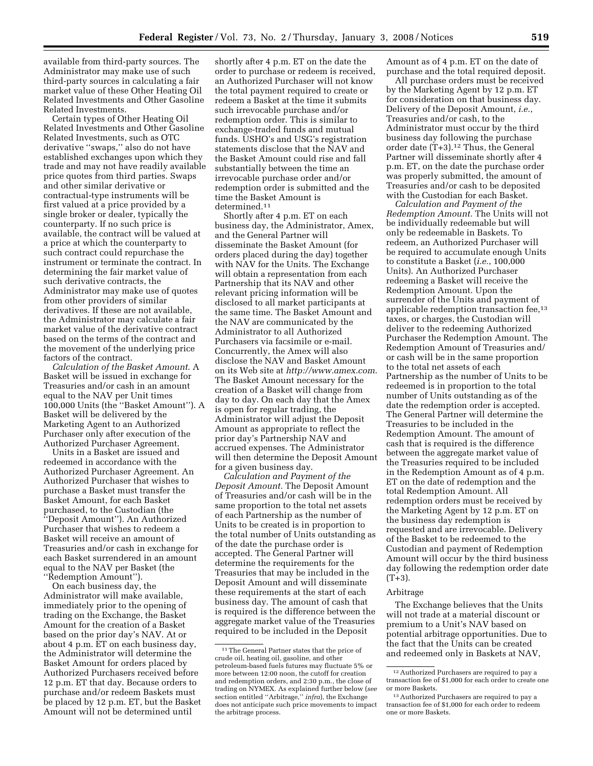available from third-party sources. The Administrator may make use of such third-party sources in calculating a fair market value of these Other Heating Oil Related Investments and Other Gasoline Related Investments.

Certain types of Other Heating Oil Related Investments and Other Gasoline Related Investments, such as OTC derivative "swaps," also do not have established exchanges upon which they trade and may not have readily available price quotes from third parties. Swaps and other similar derivative or contractual-type instruments will be first valued at a price provided by a single broker or dealer, typically the counterparty. If no such price is available, the contract will be valued at a price at which the counterparty to such contract could repurchase the instrument or terminate the contract. In determining the fair market value of such derivative contracts, the Administrator may make use of quotes from other providers of similar derivatives. If these are not available, the Administrator may calculate a fair market value of the derivative contract based on the terms of the contract and the movement of the underlying price factors of the contract.

*Calculation of the Basket Amount.* A Basket will be issued in exchange for Treasuries and/or cash in an amount equal to the NAV per Unit times 100,000 Units (the "Basket Amount"). A Basket will be delivered by the Marketing Agent to an Authorized Purchaser only after execution of the Authorized Purchaser Agreement.

Units in a Basket are issued and redeemed in accordance with the Authorized Purchaser Agreement. An Authorized Purchaser that wishes to purchase a Basket must transfer the Basket Amount, for each Basket purchased, to the Custodian (the "Deposit Amount"). An Authorized Purchaser that wishes to redeem a Basket will receive an amount of Treasuries and/or cash in exchange for each Basket surrendered in an amount equal to the NAV per Basket (the "Redemption Amount").

On each business day, the Administrator will make available, immediately prior to the opening of trading on the Exchange, the Basket Amount for the creation of a Basket based on the prior day's NAV. At or about 4 p.m. ET on each business day, the Administrator will determine the Basket Amount for orders placed by Authorized Purchasers received before 12 p.m. ET that day. Because orders to purchase and/or redeem Baskets must be placed by 12 p.m. ET, but the Basket Amount will not be determined until shortly after 4 p.m. ET on the date the order to purchase or redeem is received, an Authorized Purchaser will not know the total payment required to create or redeem a Basket at the time it submits such irrevocable purchase and/or redemption order. This is similar to exchange-traded funds and mutual funds. USHO's and USG's registration statements disclose that the NAV and the Basket Amount could rise and fall substantially between the time an irrevocable purchase order and/or redemption order is submitted and the time the Basket Amount is determined.[11]

Shortly after 4 p.m. ET on each business day, the Administrator, Amex, and the General Partner will disseminate the Basket Amount (for orders placed during the day) together with NAV for the Units. The Exchange will obtain a representation from each Partnership that its NAV and other relevant pricing information will be disclosed to all market participants at the same time. The Basket Amount and the NAV are communicated by the Administrator to all Authorized Purchasers via facsimile or e-mail. Concurrently, the Amex will also disclose the NAV and Basket Amount on its Web site at *http://www.amex.com*. The Basket Amount necessary for the creation of a Basket will change from day to day. On each day that the Amex is open for regular trading, the Administrator will adjust the Deposit Amount as appropriate to reflect the prior day's Partnership NAV and accrued expenses. The Administrator will then determine the Deposit Amount for a given business day.

*Calculation and Payment of the Deposit Amount.* The Deposit Amount of Treasuries and/or cash will be in the same proportion to the total net assets of each Partnership as the number of Units to be created is in proportion to the total number of Units outstanding as of the date the purchase order is accepted. The General Partner will determine the requirements for the Treasuries that may be included in the Deposit Amount and will disseminate these requirements at the start of each business day. The amount of cash that is required is the difference between the aggregate market value of the Treasuries required to be included in the Deposit Amount as of 4 p.m. ET on the date of purchase and the total required deposit.

All purchase orders must be received by the Marketing Agent by 12 p.m. ET for consideration on that business day. Delivery of the Deposit Amount, *i.e.*, Treasuries and/or cash, to the Administrator must occur by the third business day following the purchase order date (T+3).[12] Thus, the General Partner will disseminate shortly after 4 p.m. ET, on the date the purchase order was properly submitted, the amount of Treasuries and/or cash to be deposited with the Custodian for each Basket.

*Calculation and Payment of the Redemption Amount.* The Units will not be individually redeemable but will only be redeemable in Baskets. To redeem, an Authorized Purchaser will be required to accumulate enough Units to constitute a Basket (*i.e.*, 100,000 Units). An Authorized Purchaser redeeming a Basket will receive the Redemption Amount. Upon the surrender of the Units and payment of applicable redemption transaction fee,[13] taxes, or charges, the Custodian will deliver to the redeeming Authorized Purchaser the Redemption Amount. The Redemption Amount of Treasuries and/or cash will be in the same proportion to the total net assets of each Partnership as the number of Units to be redeemed is in proportion to the total number of Units outstanding as of the date the redemption order is accepted. The General Partner will determine the Treasuries to be included in the Redemption Amount. The amount of cash that is required is the difference between the aggregate market value of the Treasuries required to be included in the Redemption Amount as of 4 p.m. ET on the date of redemption and the total Redemption Amount. All redemption orders must be received by the Marketing Agent by 12 p.m. ET on the business day redemption is requested and are irrevocable. Delivery of the Basket to be redeemed to the Custodian and payment of Redemption Amount will occur by the third business day following the redemption order date (T+3).

### Arbitrage

The Exchange believes that the Units will not trade at a material discount or premium to a Unit's NAV based on potential arbitrage opportunities. Due to the fact that the Units can be created and redeemed only in Baskets at NAV,

---

[11] The General Partner states that the price of crude oil, heating oil, gasoline, and other petroleum-based fuels futures may fluctuate 5% or more between 12:00 noon, the cutoff for creation and redemption orders, and 2:30 p.m., the close of trading on NYMEX. As explained further below (*see* section entitled "Arbitrage," *infra*), the Exchange does not anticipate such price movements to impact the arbitrage process.

[12] Authorized Purchasers are required to pay a transaction fee of $1,000 for each order to create one or more Baskets.

[13] Authorized Purchasers are required to pay a transaction fee of $1,000 for each order to redeem one or more Baskets.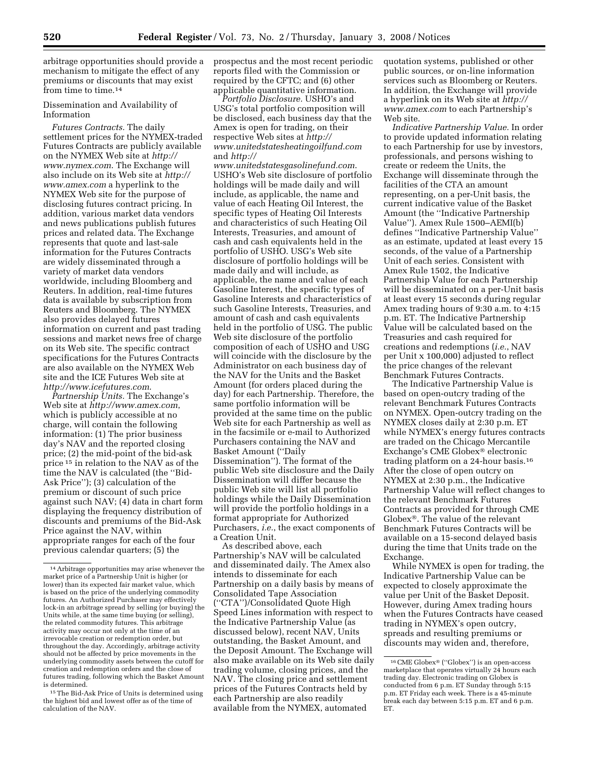arbitrage opportunities should provide a mechanism to mitigate the effect of any premiums or discounts that may exist from time to time.[14]

Dissemination and Availability of Information

*Futures Contracts.* The daily settlement prices for the NYMEX-traded Futures Contracts are publicly available on the NYMEX Web site at *http://www.nymex.com*. The Exchange will also include on its Web site at *http://www.amex.com* a hyperlink to the NYMEX Web site for the purpose of disclosing futures contract pricing. In addition, various market data vendors and news publications publish futures prices and related data. The Exchange represents that quote and last-sale information for the Futures Contracts are widely disseminated through a variety of market data vendors worldwide, including Bloomberg and Reuters. In addition, real-time futures data is available by subscription from Reuters and Bloomberg. The NYMEX also provides delayed futures information on current and past trading sessions and market news free of charge on its Web site. The specific contract specifications for the Futures Contracts are also available on the NYMEX Web site and the ICE Futures Web site at *http://www.icefutures.com*.

*Partnership Units.* The Exchange's Web site at *http://www.amex.com*, which is publicly accessible at no charge, will contain the following information: (1) The prior business day's NAV and the reported closing price; (2) the mid-point of the bid-ask price [15] in relation to the NAV as of the time the NAV is calculated (the ''Bid-Ask Price''); (3) calculation of the premium or discount of such price against such NAV; (4) data in chart form displaying the frequency distribution of discounts and premiums of the Bid-Ask Price against the NAV, within appropriate ranges for each of the four previous calendar quarters; (5) the prospectus and the most recent periodic reports filed with the Commission or required by the CFTC; and (6) other applicable quantitative information.

*Portfolio Disclosure.* USHO's and USG's total portfolio composition will be disclosed, each business day that the Amex is open for trading, on their respective Web sites at *http://www.unitedstatesheatingoilfund.com* and *http://www.unitedstatesgasolinefund.com*. USHO's Web site disclosure of portfolio holdings will be made daily and will include, as applicable, the name and value of each Heating Oil Interest, the specific types of Heating Oil Interests and characteristics of such Heating Oil Interests, Treasuries, and amount of cash and cash equivalents held in the portfolio of USHO. USG's Web site disclosure of portfolio holdings will be made daily and will include, as applicable, the name and value of each Gasoline Interest, the specific types of Gasoline Interests and characteristics of such Gasoline Interests, Treasuries, and amount of cash and cash equivalents held in the portfolio of USG. The public Web site disclosure of the portfolio composition of each of USHO and USG will coincide with the disclosure by the Administrator on each business day of the NAV for the Units and the Basket Amount (for orders placed during the day) for each Partnership. Therefore, the same portfolio information will be provided at the same time on the public Web site for each Partnership as well as in the facsimile or e-mail to Authorized Purchasers containing the NAV and Basket Amount (''Daily Dissemination''). The format of the public Web site disclosure and the Daily Dissemination will differ because the public Web site will list all portfolio holdings while the Daily Dissemination will provide the portfolio holdings in a format appropriate for Authorized Purchasers, *i.e.*, the exact components of a Creation Unit.

As described above, each Partnership's NAV will be calculated and disseminated daily. The Amex also intends to disseminate for each Partnership on a daily basis by means of Consolidated Tape Association (''CTA'')/Consolidated Quote High Speed Lines information with respect to the Indicative Partnership Value (as discussed below), recent NAV, Units outstanding, the Basket Amount, and the Deposit Amount. The Exchange will also make available on its Web site daily trading volume, closing prices, and the NAV. The closing price and settlement prices of the Futures Contracts held by each Partnership are also readily available from the NYMEX, automated quotation systems, published or other public sources, or on-line information services such as Bloomberg or Reuters. In addition, the Exchange will provide a hyperlink on its Web site at *http://www.amex.com* to each Partnership's Web site.

*Indicative Partnership Value.* In order to provide updated information relating to each Partnership for use by investors, professionals, and persons wishing to create or redeem the Units, the Exchange will disseminate through the facilities of the CTA an amount representing, on a per-Unit basis, the current indicative value of the Basket Amount (the ''Indicative Partnership Value''). Amex Rule 1500–AEMI(b) defines ''Indicative Partnership Value'' as an estimate, updated at least every 15 seconds, of the value of a Partnership Unit of each series. Consistent with Amex Rule 1502, the Indicative Partnership Value for each Partnership will be disseminated on a per-Unit basis at least every 15 seconds during regular Amex trading hours of 9:30 a.m. to 4:15 p.m. ET. The Indicative Partnership Value will be calculated based on the Treasuries and cash required for creations and redemptions (*i.e.*, NAV per Unit x 100,000) adjusted to reflect the price changes of the relevant Benchmark Futures Contracts.

The Indicative Partnership Value is based on open-outcry trading of the relevant Benchmark Futures Contracts on NYMEX. Open-outcry trading on the NYMEX closes daily at 2:30 p.m. ET while NYMEX's energy futures contracts are traded on the Chicago Mercantile Exchange's CME Globex® electronic trading platform on a 24-hour basis.[16] After the close of open outcry on NYMEX at 2:30 p.m., the Indicative Partnership Value will reflect changes to the relevant Benchmark Futures Contracts as provided for through CME Globex®. The value of the relevant Benchmark Futures Contracts will be available on a 15-second delayed basis during the time that Units trade on the Exchange.

While NYMEX is open for trading, the Indicative Partnership Value can be expected to closely approximate the value per Unit of the Basket Deposit. However, during Amex trading hours when the Futures Contracts have ceased trading in NYMEX's open outcry, spreads and resulting premiums or discounts may widen and, therefore,

---

[14] Arbitrage opportunities may arise whenever the market price of a Partnership Unit is higher (or lower) than its expected fair market value, which is based on the price of the underlying commodity futures. An Authorized Purchaser may effectively lock-in an arbitrage spread by selling (or buying) the Units while, at the same time buying (or selling), the related commodity futures. This arbitrage activity may occur not only at the time of an irrevocable creation or redemption order, but throughout the day. Accordingly, arbitrage activity should not be affected by price movements in the underlying commodity assets between the cutoff for creation and redemption orders and the close of futures trading, following which the Basket Amount is determined.

[15] The Bid-Ask Price of Units is determined using the highest bid and lowest offer as of the time of calculation of the NAV.

[16] CME Globex® (''Globex'') is an open-access marketplace that operates virtually 24 hours each trading day. Electronic trading on Globex is conducted from 6 p.m. ET Sunday through 5:15 p.m. ET Friday each week. There is a 45-minute break each day between 5:15 p.m. ET and 6 p.m. ET.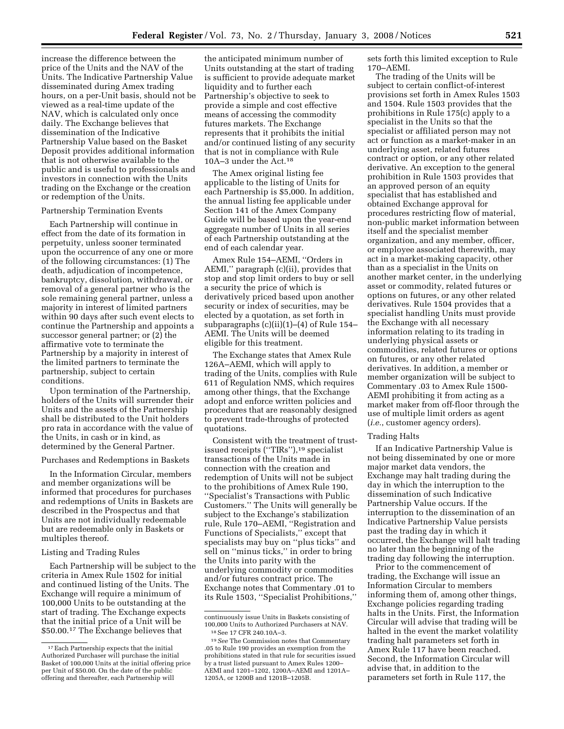increase the difference between the price of the Units and the NAV of the Units. The Indicative Partnership Value disseminated during Amex trading hours, on a per-Unit basis, should not be viewed as a real-time update of the NAV, which is calculated only once daily. The Exchange believes that dissemination of the Indicative Partnership Value based on the Basket Deposit provides additional information that is not otherwise available to the public and is useful to professionals and investors in connection with the Units trading on the Exchange or the creation or redemption of the Units.

Partnership Termination Events

Each Partnership will continue in effect from the date of its formation in perpetuity, unless sooner terminated upon the occurrence of any one or more of the following circumstances: (1) The death, adjudication of incompetence, bankruptcy, dissolution, withdrawal, or removal of a general partner who is the sole remaining general partner, unless a majority in interest of limited partners within 90 days after such event elects to continue the Partnership and appoints a successor general partner; or (2) the affirmative vote to terminate the Partnership by a majority in interest of the limited partners to terminate the partnership, subject to certain conditions.

Upon termination of the Partnership, holders of the Units will surrender their Units and the assets of the Partnership shall be distributed to the Unit holders pro rata in accordance with the value of the Units, in cash or in kind, as determined by the General Partner.

Purchases and Redemptions in Baskets

In the Information Circular, members and member organizations will be informed that procedures for purchases and redemptions of Units in Baskets are described in the Prospectus and that Units are not individually redeemable but are redeemable only in Baskets or multiples thereof.

Listing and Trading Rules

Each Partnership will be subject to the criteria in Amex Rule 1502 for initial and continued listing of the Units. The Exchange will require a minimum of 100,000 Units to be outstanding at the start of trading. The Exchange expects that the initial price of a Unit will be \$50.00.[17] The Exchange believes that the anticipated minimum number of Units outstanding at the start of trading is sufficient to provide adequate market liquidity and to further each Partnership's objective to seek to provide a simple and cost effective means of accessing the commodity futures markets. The Exchange represents that it prohibits the initial and/or continued listing of any security that is not in compliance with Rule 10A–3 under the Act.[18]

The Amex original listing fee applicable to the listing of Units for each Partnership is \$5,000. In addition, the annual listing fee applicable under Section 141 of the Amex Company Guide will be based upon the year-end aggregate number of Units in all series of each Partnership outstanding at the end of each calendar year.

Amex Rule 154–AEMI, ''Orders in AEMI,'' paragraph (c)(ii), provides that stop and stop limit orders to buy or sell a security the price of which is derivatively priced based upon another security or index of securities, may be elected by a quotation, as set forth in subparagraphs (c)(ii)(1)–(4) of Rule 154–AEMI. The Units will be deemed eligible for this treatment.

The Exchange states that Amex Rule 126A–AEMI, which will apply to trading of the Units, complies with Rule 611 of Regulation NMS, which requires among other things, that the Exchange adopt and enforce written policies and procedures that are reasonably designed to prevent trade-throughs of protected quotations.

Consistent with the treatment of trust-issued receipts (''TIRs''),[19] specialist transactions of the Units made in connection with the creation and redemption of Units will not be subject to the prohibitions of Amex Rule 190, ''Specialist's Transactions with Public Customers.'' The Units will generally be subject to the Exchange's stabilization rule, Rule 170–AEMI, ''Registration and Functions of Specialists,'' except that specialists may buy on ''plus ticks'' and sell on ''minus ticks,'' in order to bring the Units into parity with the underlying commodity or commodities and/or futures contract price. The Exchange notes that Commentary .01 to its Rule 1503, ''Specialist Prohibitions,'' sets forth this limited exception to Rule 170–AEMI.

The trading of the Units will be subject to certain conflict-of-interest provisions set forth in Amex Rules 1503 and 1504. Rule 1503 provides that the prohibitions in Rule 175(c) apply to a specialist in the Units so that the specialist or affiliated person may not act or function as a market-maker in an underlying asset, related futures contract or option, or any other related derivative. An exception to the general prohibition in Rule 1503 provides that an approved person of an equity specialist that has established and obtained Exchange approval for procedures restricting flow of material, non-public market information between itself and the specialist member organization, and any member, officer, or employee associated therewith, may act in a market-making capacity, other than as a specialist in the Units on another market center, in the underlying asset or commodity, related futures or options on futures, or any other related derivatives. Rule 1504 provides that a specialist handling Units must provide the Exchange with all necessary information relating to its trading in underlying physical assets or commodities, related futures or options on futures, or any other related derivatives. In addition, a member or member organization will be subject to Commentary .03 to Amex Rule 1500-AEMI prohibiting it from acting as a market maker from off-floor through the use of multiple limit orders as agent (*i.e.*, customer agency orders).

Trading Halts

If an Indicative Partnership Value is not being disseminated by one or more major market data vendors, the Exchange may halt trading during the day in which the interruption to the dissemination of such Indicative Partnership Value occurs. If the interruption to the dissemination of an Indicative Partnership Value persists past the trading day in which it occurred, the Exchange will halt trading no later than the beginning of the trading day following the interruption.

Prior to the commencement of trading, the Exchange will issue an Information Circular to members informing them of, among other things, Exchange policies regarding trading halts in the Units. First, the Information Circular will advise that trading will be halted in the event the market volatility trading halt parameters set forth in Amex Rule 117 have been reached. Second, the Information Circular will advise that, in addition to the parameters set forth in Rule 117, the

---

[17] Each Partnership expects that the initial Authorized Purchaser will purchase the initial Basket of 100,000 Units at the initial offering price per Unit of \$50.00. On the date of the public offering and thereafter, each Partnership will continuously issue Units in Baskets consisting of 100,000 Units to Authorized Purchasers at NAV.

[18] See 17 CFR 240.10A–3.

[19] *See* The Commission notes that Commentary .05 to Rule 190 provides an exemption from the prohibitions stated in that rule for securities issued by a trust listed pursuant to Amex Rules 1200–AEMI and 1201–1202, 1200A–AEMI and 1201A–1205A, or 1200B and 1201B–1205B.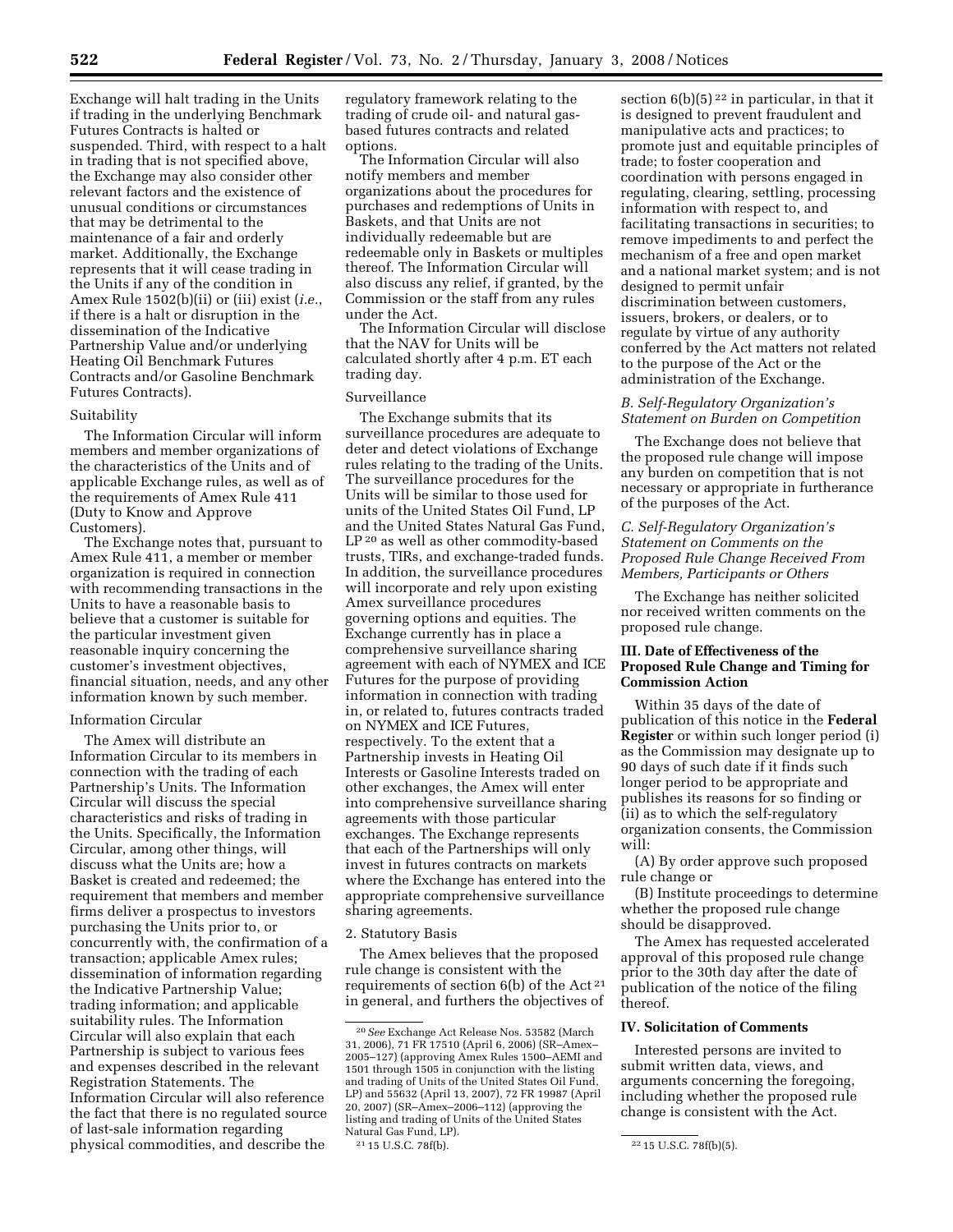Exchange will halt trading in the Units if trading in the underlying Benchmark Futures Contracts is halted or suspended. Third, with respect to a halt in trading that is not specified above, the Exchange may also consider other relevant factors and the existence of unusual conditions or circumstances that may be detrimental to the maintenance of a fair and orderly market. Additionally, the Exchange represents that it will cease trading in the Units if any of the condition in Amex Rule 1502(b)(ii) or (iii) exist (*i.e.*, if there is a halt or disruption in the dissemination of the Indicative Partnership Value and/or underlying Heating Oil Benchmark Futures Contracts and/or Gasoline Benchmark Futures Contracts).

Suitability

The Information Circular will inform members and member organizations of the characteristics of the Units and of applicable Exchange rules, as well as of the requirements of Amex Rule 411 (Duty to Know and Approve Customers).

The Exchange notes that, pursuant to Amex Rule 411, a member or member organization is required in connection with recommending transactions in the Units to have a reasonable basis to believe that a customer is suitable for the particular investment given reasonable inquiry concerning the customer's investment objectives, financial situation, needs, and any other information known by such member.

Information Circular

The Amex will distribute an Information Circular to its members in connection with the trading of each Partnership's Units. The Information Circular will discuss the special characteristics and risks of trading in the Units. Specifically, the Information Circular, among other things, will discuss what the Units are; how a Basket is created and redeemed; the requirement that members and member firms deliver a prospectus to investors purchasing the Units prior to, or concurrently with, the confirmation of a transaction; applicable Amex rules; dissemination of information regarding the Indicative Partnership Value; trading information; and applicable suitability rules. The Information Circular will also explain that each Partnership is subject to various fees and expenses described in the relevant Registration Statements. The Information Circular will also reference the fact that there is no regulated source of last-sale information regarding physical commodities, and describe the regulatory framework relating to the trading of crude oil- and natural gas-based futures contracts and related options.

The Information Circular will also notify members and member organizations about the procedures for purchases and redemptions of Units in Baskets, and that Units are not individually redeemable but are redeemable only in Baskets or multiples thereof. The Information Circular will also discuss any relief, if granted, by the Commission or the staff from any rules under the Act.

The Information Circular will disclose that the NAV for Units will be calculated shortly after 4 p.m. ET each trading day.

Surveillance

The Exchange submits that its surveillance procedures are adequate to deter and detect violations of Exchange rules relating to the trading of the Units. The surveillance procedures for the Units will be similar to those used for units of the United States Oil Fund, LP and the United States Natural Gas Fund, LP [20] as well as other commodity-based trusts, TIRs, and exchange-traded funds. In addition, the surveillance procedures will incorporate and rely upon existing Amex surveillance procedures governing options and equities. The Exchange currently has in place a comprehensive surveillance sharing agreement with each of NYMEX and ICE Futures for the purpose of providing information in connection with trading in, or related to, futures contracts traded on NYMEX and ICE Futures, respectively. To the extent that a Partnership invests in Heating Oil Interests or Gasoline Interests traded on other exchanges, the Amex will enter into comprehensive surveillance sharing agreements with those particular exchanges. The Exchange represents that each of the Partnerships will only invest in futures contracts on markets where the Exchange has entered into the appropriate comprehensive surveillance sharing agreements.

2. Statutory Basis

The Amex believes that the proposed rule change is consistent with the requirements of section 6(b) of the Act [21] in general, and furthers the objectives of section 6(b)(5) [22] in particular, in that it is designed to prevent fraudulent and manipulative acts and practices; to promote just and equitable principles of trade; to foster cooperation and coordination with persons engaged in regulating, clearing, settling, processing information with respect to, and facilitating transactions in securities; to remove impediments to and perfect the mechanism of a free and open market and a national market system; and is not designed to permit unfair discrimination between customers, issuers, brokers, or dealers, or to regulate by virtue of any authority conferred by the Act matters not related to the purpose of the Act or the administration of the Exchange.

*B. Self-Regulatory Organization's Statement on Burden on Competition*

The Exchange does not believe that the proposed rule change will impose any burden on competition that is not necessary or appropriate in furtherance of the purposes of the Act.

*C. Self-Regulatory Organization's Statement on Comments on the Proposed Rule Change Received From Members, Participants or Others*

The Exchange has neither solicited nor received written comments on the proposed rule change.

## III. Date of Effectiveness of the Proposed Rule Change and Timing for Commission Action

Within 35 days of the date of publication of this notice in the **Federal Register** or within such longer period (i) as the Commission may designate up to 90 days of such date if it finds such longer period to be appropriate and publishes its reasons for so finding or (ii) as to which the self-regulatory organization consents, the Commission will:

(A) By order approve such proposed rule change or

(B) Institute proceedings to determine whether the proposed rule change should be disapproved.

The Amex has requested accelerated approval of this proposed rule change prior to the 30th day after the date of publication of the notice of the filing thereof.

## IV. Solicitation of Comments

Interested persons are invited to submit written data, views, and arguments concerning the foregoing, including whether the proposed rule change is consistent with the Act.

---

[20] *See* Exchange Act Release Nos. 53582 (March 31, 2006), 71 FR 17510 (April 6, 2006) (SR–Amex–2005–127) (approving Amex Rules 1500–AEMI and 1501 through 1505 in conjunction with the listing and trading of Units of the United States Oil Fund, LP) and 55632 (April 13, 2007), 72 FR 19987 (April 20, 2007) (SR–Amex–2006–112) (approving the listing and trading of Units of the United States Natural Gas Fund, LP).

[21] 15 U.S.C. 78f(b).

[22] 15 U.S.C. 78f(b)(5).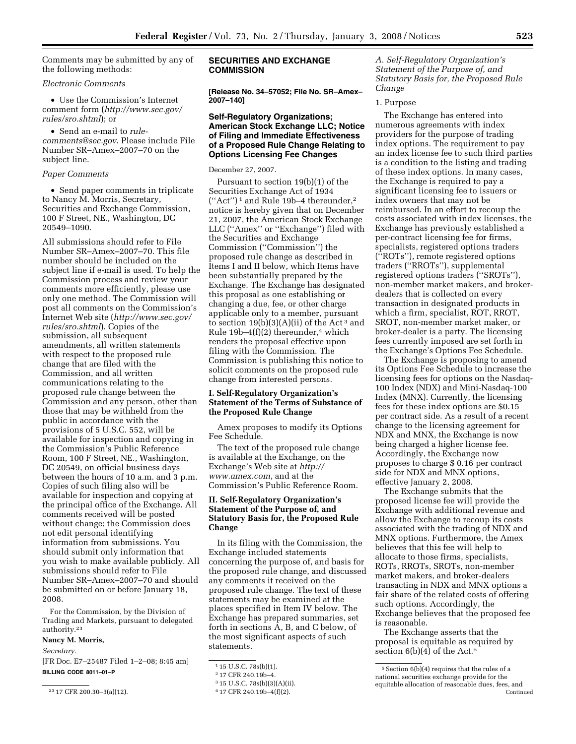Comments may be submitted by any of the following methods:

*Electronic Comments*

- Use the Commission's Internet comment form (*http://www.sec.gov/rules/sro.shtml*); or
- Send an e-mail to *rule-comments@sec.gov*. Please include File Number SR–Amex–2007–70 on the subject line.

*Paper Comments*

- Send paper comments in triplicate to Nancy M. Morris, Secretary, Securities and Exchange Commission, 100 F Street, NE., Washington, DC 20549–1090.

All submissions should refer to File Number SR–Amex–2007–70. This file number should be included on the subject line if e-mail is used. To help the Commission process and review your comments more efficiently, please use only one method. The Commission will post all comments on the Commission's Internet Web site (*http://www.sec.gov/rules/sro.shtml*). Copies of the submission, all subsequent amendments, all written statements with respect to the proposed rule change that are filed with the Commission, and all written communications relating to the proposed rule change between the Commission and any person, other than those that may be withheld from the public in accordance with the provisions of 5 U.S.C. 552, will be available for inspection and copying in the Commission's Public Reference Room, 100 F Street, NE., Washington, DC 20549, on official business days between the hours of 10 a.m. and 3 p.m. Copies of such filing also will be available for inspection and copying at the principal office of the Exchange. All comments received will be posted without change; the Commission does not edit personal identifying information from submissions. You should submit only information that you wish to make available publicly. All submissions should refer to File Number SR–Amex–2007–70 and should be submitted on or before January 18, 2008.

For the Commission, by the Division of Trading and Markets, pursuant to delegated authority.[23]

**Nancy M. Morris,**

*Secretary.*

[FR Doc. E7–25487 Filed 1–2–08; 8:45 am]

**BILLING CODE 8011–01–P**

[23] 17 CFR 200.30–3(a)(12).

## SECURITIES AND EXCHANGE COMMISSION

**[Release No. 34–57052; File No. SR–Amex–2007–140]**

### Self-Regulatory Organizations; American Stock Exchange LLC; Notice of Filing and Immediate Effectiveness of a Proposed Rule Change Relating to Options Licensing Fee Changes

December 27, 2007.

Pursuant to section 19(b)(1) of the Securities Exchange Act of 1934 (''Act'')[1] and Rule 19b–4 thereunder,[2] notice is hereby given that on December 21, 2007, the American Stock Exchange LLC (''Amex'' or ''Exchange'') filed with the Securities and Exchange Commission (''Commission'') the proposed rule change as described in Items I and II below, which Items have been substantially prepared by the Exchange. The Exchange has designated this proposal as one establishing or changing a due, fee, or other charge applicable only to a member, pursuant to section 19(b)(3)(A)(ii) of the Act[3] and Rule 19b–4(f)(2) thereunder,[4] which renders the proposal effective upon filing with the Commission. The Commission is publishing this notice to solicit comments on the proposed rule change from interested persons.

#### I. Self-Regulatory Organization's Statement of the Terms of Substance of the Proposed Rule Change

Amex proposes to modify its Options Fee Schedule.

The text of the proposed rule change is available at the Exchange, on the Exchange's Web site at *http://www.amex.com*, and at the Commission's Public Reference Room.

#### II. Self-Regulatory Organization's Statement of the Purpose of, and Statutory Basis for, the Proposed Rule Change

In its filing with the Commission, the Exchange included statements concerning the purpose of, and basis for the proposed rule change, and discussed any comments it received on the proposed rule change. The text of these statements may be examined at the places specified in Item IV below. The Exchange has prepared summaries, set forth in sections A, B, and C below, of the most significant aspects of such statements.

[1] 15 U.S.C. 78s(b)(1).

[2] 17 CFR 240.19b–4.

[3] 15 U.S.C. 78s(b)(3)(A)(ii).

[4] 17 CFR 240.19b–4(f)(2).

*A. Self-Regulatory Organization's Statement of the Purpose of, and Statutory Basis for, the Proposed Rule Change*

1. Purpose

The Exchange has entered into numerous agreements with index providers for the purpose of trading index options. The requirement to pay an index license fee to such third parties is a condition to the listing and trading of these index options. In many cases, the Exchange is required to pay a significant licensing fee to issuers or index owners that may not be reimbursed. In an effort to recoup the costs associated with index licenses, the Exchange has previously established a per-contract licensing fee for firms, specialists, registered options traders (''ROTs''), remote registered options traders (''RROTs''), supplemental registered options traders (''SROTs''), non-member market makers, and broker-dealers that is collected on every transaction in designated products in which a firm, specialist, ROT, RROT, SROT, non-member market maker, or broker-dealer is a party. The licensing fees currently imposed are set forth in the Exchange's Options Fee Schedule.

The Exchange is proposing to amend its Options Fee Schedule to increase the licensing fees for options on the Nasdaq-100 Index (NDX) and Mini-Nasdaq-100 Index (MNX). Currently, the licensing fees for these index options are $0.15 per contract side. As a result of a recent change to the licensing agreement for NDX and MNX, the Exchange is now being charged a higher license fee. Accordingly, the Exchange now proposes to charge $ 0.16 per contract side for NDX and MNX options, effective January 2, 2008.

The Exchange submits that the proposed license fee will provide the Exchange with additional revenue and allow the Exchange to recoup its costs associated with the trading of NDX and MNX options. Furthermore, the Amex believes that this fee will help to allocate to those firms, specialists, ROTs, RROTs, SROTs, non-member market makers, and broker-dealers transacting in NDX and MNX options a fair share of the related costs of offering such options. Accordingly, the Exchange believes that the proposed fee is reasonable.

The Exchange asserts that the proposal is equitable as required by section 6(b)(4) of the Act.[5]

[5] Section 6(b)(4) requires that the rules of a national securities exchange provide for the equitable allocation of reasonable dues, fees, and Continued